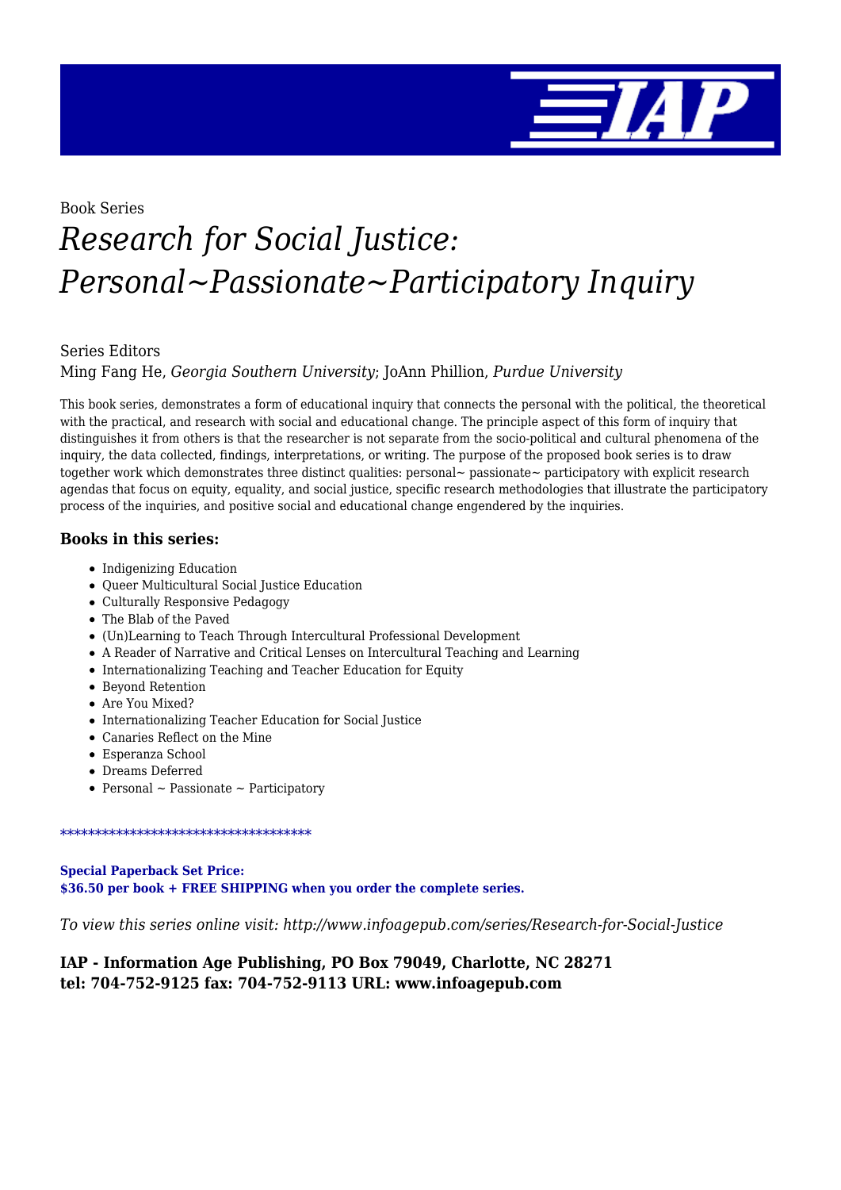Book Series

# *Research for Social Justice: Personal~Passionate~Participatory Inquiry*

Series Editors

Ming Fang He, *Georgia Southern University*; JoAnn Phillion, *Purdue University*

This book series, demonstrates a form of educational inquiry that connects the personal with the political, the theoretical with the practical, and research with social and educational change. The principle aspect of this form of inquiry that distinguishes it from others is that the researcher is not separate from the socio-political and cultural phenomena of the inquiry, the data collected, findings, interpretations, or writing. The purpose of the proposed book series is to draw together work which demonstrates three distinct qualities: personal~ passionate~ participatory with explicit research agendas that focus on equity, equality, and social justice, specific research methodologies that illustrate the participatory process of the inquiries, and positive social and educational change engendered by the inquiries.

### Books in this series:

- Indigenizing Education
- Queer Multicultural Social Justice Education
- Culturally Responsive Pedagogy
- The Blab of the Paved
- (Un)Learning to Teach Through Intercultural Professional Development
- A Reader of Narrative and Critical Lenses on Intercultural Teaching and Learning
- Internationalizing Teaching and Teacher Education for Equity
- Beyond Retention
- Are You Mixed?
- Internationalizing Teacher Education for Social Justice
- Canaries Reflect on the Mine
- Esperanza School
- Dreams Deferred
- Personal ~ Passionate ~ Participatory

************************************

**Special Paperback Set Price:**
**$36.50 per book + FREE SHIPPING when you order the complete series.**

*To view this series online visit: http://www.infoagepub.com/series/Research-for-Social-Justice*

**IAP - Information Age Publishing, PO Box 79049, Charlotte, NC 28271**
**tel: 704-752-9125 fax: 704-752-9113 URL: www.infoagepub.com**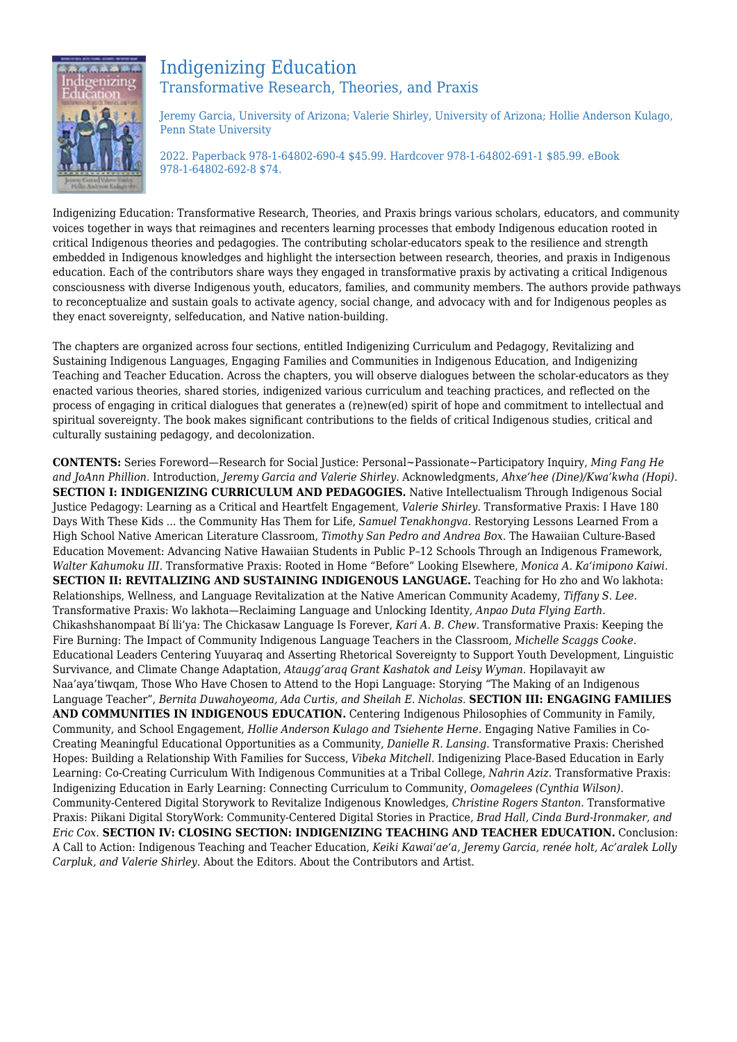# Indigenizing Education

## Transformative Research, Theories, and Praxis

Jeremy Garcia, University of Arizona; Valerie Shirley, University of Arizona; Hollie Anderson Kulago, Penn State University

2022. Paperback 978-1-64802-690-4 $45.99. Hardcover 978-1-64802-691-1 $85.99. eBook 978-1-64802-692-8 $74.

Indigenizing Education: Transformative Research, Theories, and Praxis brings various scholars, educators, and community voices together in ways that reimagines and recenters learning processes that embody Indigenous education rooted in critical Indigenous theories and pedagogies. The contributing scholar-educators speak to the resilience and strength embedded in Indigenous knowledges and highlight the intersection between research, theories, and praxis in Indigenous education. Each of the contributors share ways they engaged in transformative praxis by activating a critical Indigenous consciousness with diverse Indigenous youth, educators, families, and community members. The authors provide pathways to reconceptualize and sustain goals to activate agency, social change, and advocacy with and for Indigenous peoples as they enact sovereignty, selfeducation, and Native nation-building.

The chapters are organized across four sections, entitled Indigenizing Curriculum and Pedagogy, Revitalizing and Sustaining Indigenous Languages, Engaging Families and Communities in Indigenous Education, and Indigenizing Teaching and Teacher Education. Across the chapters, you will observe dialogues between the scholar-educators as they enacted various theories, shared stories, indigenized various curriculum and teaching practices, and reflected on the process of engaging in critical dialogues that generates a (re)new(ed) spirit of hope and commitment to intellectual and spiritual sovereignty. The book makes significant contributions to the fields of critical Indigenous studies, critical and culturally sustaining pedagogy, and decolonization.

**CONTENTS:** Series Foreword—Research for Social Justice: Personal~Passionate~Participatory Inquiry, *Ming Fang He and JoAnn Phillion.* Introduction, *Jeremy Garcia and Valerie Shirley.* Acknowledgments, *Ahxe'hee (Dine)/Kwa'kwha (Hopi).* **SECTION I: INDIGENIZING CURRICULUM AND PEDAGOGIES.** Native Intellectualism Through Indigenous Social Justice Pedagogy: Learning as a Critical and Heartfelt Engagement, *Valerie Shirley.* Transformative Praxis: I Have 180 Days With These Kids ... the Community Has Them for Life, *Samuel Tenakhongva.* Restorying Lessons Learned From a High School Native American Literature Classroom, *Timothy San Pedro and Andrea Box.* The Hawaiian Culture-Based Education Movement: Advancing Native Hawaiian Students in Public P–12 Schools Through an Indigenous Framework, *Walter Kahumoku III.* Transformative Praxis: Rooted in Home "Before" Looking Elsewhere, *Monica A. Ka'imipono Kaiwi.* **SECTION II: REVITALIZING AND SUSTAINING INDIGENOUS LANGUAGE.** Teaching for Ho zho and Wo lakhota: Relationships, Wellness, and Language Revitalization at the Native American Community Academy, *Tiffany S. Lee.* Transformative Praxis: Wo lakhota—Reclaiming Language and Unlocking Identity, *Anpao Duta Flying Earth.* Chikashshanompaat Bí lli'ya: The Chickasaw Language Is Forever, *Kari A. B. Chew.* Transformative Praxis: Keeping the Fire Burning: The Impact of Community Indigenous Language Teachers in the Classroom, *Michelle Scaggs Cooke.* Educational Leaders Centering Yuuyaraq and Asserting Rhetorical Sovereignty to Support Youth Development, Linguistic Survivance, and Climate Change Adaptation, *Ataugg'araq Grant Kashatok and Leisy Wyman.* Hopilavayit aw Naa'aya'tiwqam, Those Who Have Chosen to Attend to the Hopi Language: Storying "The Making of an Indigenous Language Teacher", *Bernita Duwahoyeoma, Ada Curtis, and Sheilah E. Nicholas.* **SECTION III: ENGAGING FAMILIES AND COMMUNITIES IN INDIGENOUS EDUCATION.** Centering Indigenous Philosophies of Community in Family, Community, and School Engagement, *Hollie Anderson Kulago and Tsiehente Herne.* Engaging Native Families in Co-Creating Meaningful Educational Opportunities as a Community, *Danielle R. Lansing.* Transformative Praxis: Cherished Hopes: Building a Relationship With Families for Success, *Vibeka Mitchell.* Indigenizing Place-Based Education in Early Learning: Co-Creating Curriculum With Indigenous Communities at a Tribal College, *Nahrin Aziz.* Transformative Praxis: Indigenizing Education in Early Learning: Connecting Curriculum to Community, *Oomagelees (Cynthia Wilson).* Community-Centered Digital Storywork to Revitalize Indigenous Knowledges, *Christine Rogers Stanton.* Transformative Praxis: Piikani Digital StoryWork: Community-Centered Digital Stories in Practice, *Brad Hall, Cinda Burd-Ironmaker, and Eric Cox.* **SECTION IV: CLOSING SECTION: INDIGENIZING TEACHING AND TEACHER EDUCATION.** Conclusion: A Call to Action: Indigenous Teaching and Teacher Education, *Keiki Kawai'ae'a, Jeremy Garcia, renée holt, Ac'aralek Lolly Carpluk, and Valerie Shirley.* About the Editors. About the Contributors and Artist.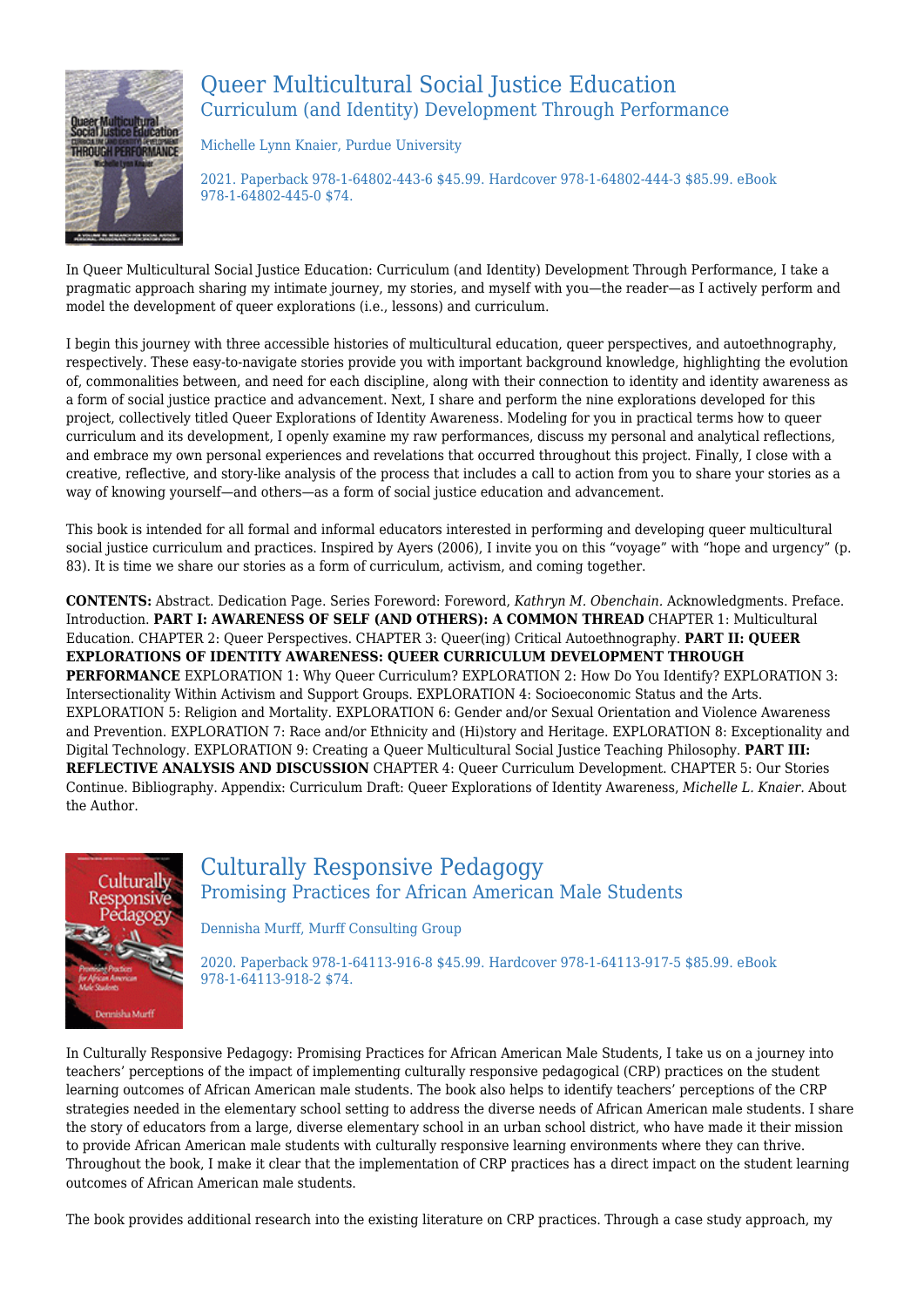## Queer Multicultural Social Justice Education

### Curriculum (and Identity) Development Through Performance

Michelle Lynn Knaier, Purdue University

2021. Paperback 978-1-64802-443-6 $45.99. Hardcover 978-1-64802-444-3 $85.99. eBook 978-1-64802-445-0 $74.

In Queer Multicultural Social Justice Education: Curriculum (and Identity) Development Through Performance, I take a pragmatic approach sharing my intimate journey, my stories, and myself with you—the reader—as I actively perform and model the development of queer explorations (i.e., lessons) and curriculum.

I begin this journey with three accessible histories of multicultural education, queer perspectives, and autoethnography, respectively. These easy-to-navigate stories provide you with important background knowledge, highlighting the evolution of, commonalities between, and need for each discipline, along with their connection to identity and identity awareness as a form of social justice practice and advancement. Next, I share and perform the nine explorations developed for this project, collectively titled Queer Explorations of Identity Awareness. Modeling for you in practical terms how to queer curriculum and its development, I openly examine my raw performances, discuss my personal and analytical reflections, and embrace my own personal experiences and revelations that occurred throughout this project. Finally, I close with a creative, reflective, and story-like analysis of the process that includes a call to action from you to share your stories as a way of knowing yourself—and others—as a form of social justice education and advancement.

This book is intended for all formal and informal educators interested in performing and developing queer multicultural social justice curriculum and practices. Inspired by Ayers (2006), I invite you on this "voyage" with "hope and urgency" (p. 83). It is time we share our stories as a form of curriculum, activism, and coming together.

**CONTENTS:** Abstract. Dedication Page. Series Foreword: Foreword, *Kathryn M. Obenchain.* Acknowledgments. Preface. Introduction. **PART I: AWARENESS OF SELF (AND OTHERS): A COMMON THREAD** CHAPTER 1: Multicultural Education. CHAPTER 2: Queer Perspectives. CHAPTER 3: Queer(ing) Critical Autoethnography. **PART II: QUEER EXPLORATIONS OF IDENTITY AWARENESS: QUEER CURRICULUM DEVELOPMENT THROUGH PERFORMANCE** EXPLORATION 1: Why Queer Curriculum? EXPLORATION 2: How Do You Identify? EXPLORATION 3: Intersectionality Within Activism and Support Groups. EXPLORATION 4: Socioeconomic Status and the Arts. EXPLORATION 5: Religion and Mortality. EXPLORATION 6: Gender and/or Sexual Orientation and Violence Awareness and Prevention. EXPLORATION 7: Race and/or Ethnicity and (Hi)story and Heritage. EXPLORATION 8: Exceptionality and Digital Technology. EXPLORATION 9: Creating a Queer Multicultural Social Justice Teaching Philosophy. **PART III: REFLECTIVE ANALYSIS AND DISCUSSION** CHAPTER 4: Queer Curriculum Development. CHAPTER 5: Our Stories Continue. Bibliography. Appendix: Curriculum Draft: Queer Explorations of Identity Awareness, *Michelle L. Knaier.* About the Author.

## Culturally Responsive Pedagogy

### Promising Practices for African American Male Students

Dennisha Murff, Murff Consulting Group

2020. Paperback 978-1-64113-916-8 $45.99. Hardcover 978-1-64113-917-5 $85.99. eBook 978-1-64113-918-2 $74.

In Culturally Responsive Pedagogy: Promising Practices for African American Male Students, I take us on a journey into teachers' perceptions of the impact of implementing culturally responsive pedagogical (CRP) practices on the student learning outcomes of African American male students. The book also helps to identify teachers' perceptions of the CRP strategies needed in the elementary school setting to address the diverse needs of African American male students. I share the story of educators from a large, diverse elementary school in an urban school district, who have made it their mission to provide African American male students with culturally responsive learning environments where they can thrive. Throughout the book, I make it clear that the implementation of CRP practices has a direct impact on the student learning outcomes of African American male students.

The book provides additional research into the existing literature on CRP practices. Through a case study approach, my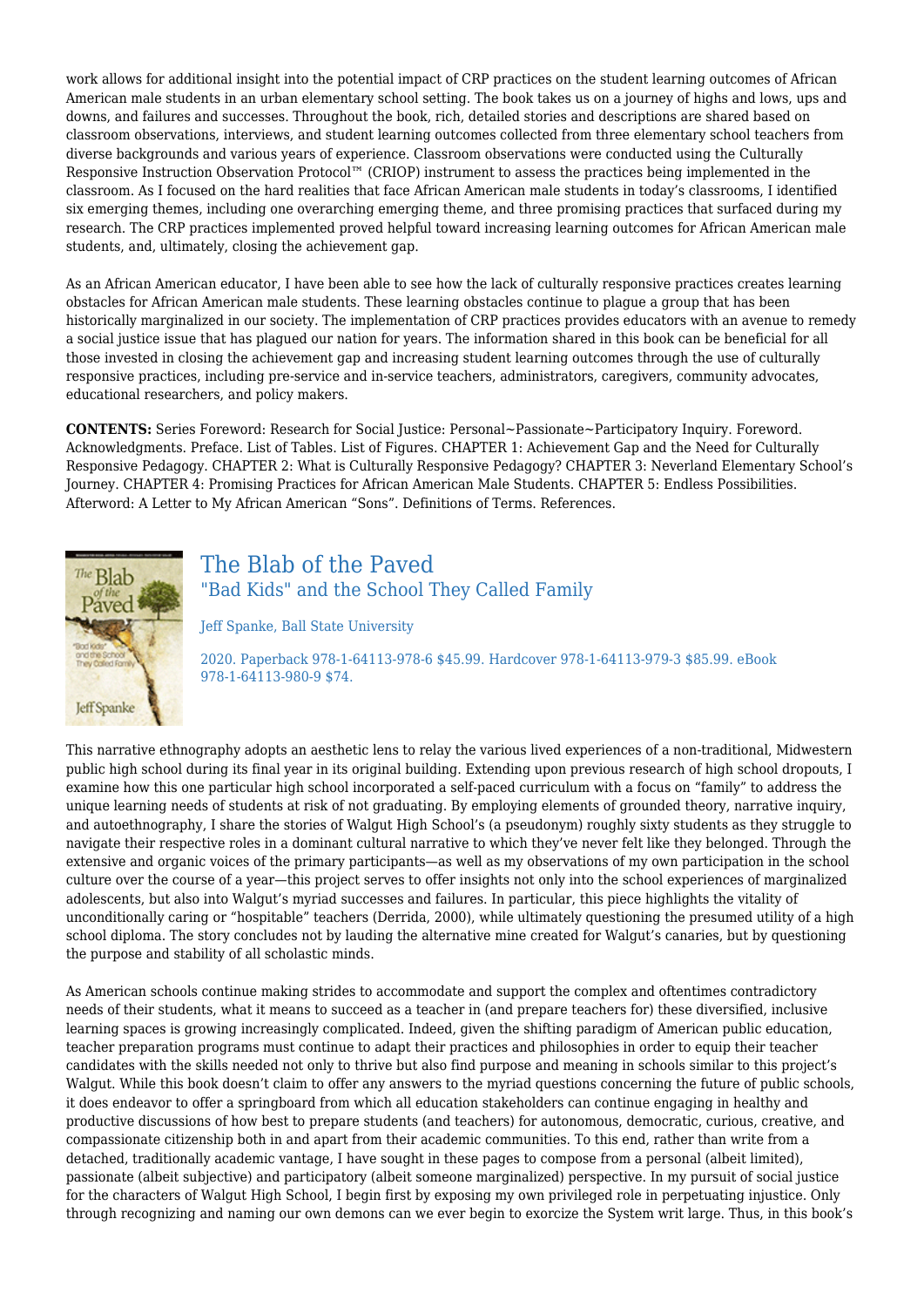work allows for additional insight into the potential impact of CRP practices on the student learning outcomes of African American male students in an urban elementary school setting. The book takes us on a journey of highs and lows, ups and downs, and failures and successes. Throughout the book, rich, detailed stories and descriptions are shared based on classroom observations, interviews, and student learning outcomes collected from three elementary school teachers from diverse backgrounds and various years of experience. Classroom observations were conducted using the Culturally Responsive Instruction Observation Protocol™ (CRIOP) instrument to assess the practices being implemented in the classroom. As I focused on the hard realities that face African American male students in today's classrooms, I identified six emerging themes, including one overarching emerging theme, and three promising practices that surfaced during my research. The CRP practices implemented proved helpful toward increasing learning outcomes for African American male students, and, ultimately, closing the achievement gap.

As an African American educator, I have been able to see how the lack of culturally responsive practices creates learning obstacles for African American male students. These learning obstacles continue to plague a group that has been historically marginalized in our society. The implementation of CRP practices provides educators with an avenue to remedy a social justice issue that has plagued our nation for years. The information shared in this book can be beneficial for all those invested in closing the achievement gap and increasing student learning outcomes through the use of culturally responsive practices, including pre-service and in-service teachers, administrators, caregivers, community advocates, educational researchers, and policy makers.

**CONTENTS:** Series Foreword: Research for Social Justice: Personal~Passionate~Participatory Inquiry. Foreword. Acknowledgments. Preface. List of Tables. List of Figures. CHAPTER 1: Achievement Gap and the Need for Culturally Responsive Pedagogy. CHAPTER 2: What is Culturally Responsive Pedagogy? CHAPTER 3: Neverland Elementary School's Journey. CHAPTER 4: Promising Practices for African American Male Students. CHAPTER 5: Endless Possibilities. Afterword: A Letter to My African American "Sons". Definitions of Terms. References.

## The Blab of the Paved
### "Bad Kids" and the School They Called Family

Jeff Spanke, Ball State University

2020. Paperback 978-1-64113-978-6 $45.99. Hardcover 978-1-64113-979-3 $85.99. eBook 978-1-64113-980-9 $74.

This narrative ethnography adopts an aesthetic lens to relay the various lived experiences of a non-traditional, Midwestern public high school during its final year in its original building. Extending upon previous research of high school dropouts, I examine how this one particular high school incorporated a self-paced curriculum with a focus on "family" to address the unique learning needs of students at risk of not graduating. By employing elements of grounded theory, narrative inquiry, and autoethnography, I share the stories of Walgut High School's (a pseudonym) roughly sixty students as they struggle to navigate their respective roles in a dominant cultural narrative to which they've never felt like they belonged. Through the extensive and organic voices of the primary participants—as well as my observations of my own participation in the school culture over the course of a year—this project serves to offer insights not only into the school experiences of marginalized adolescents, but also into Walgut's myriad successes and failures. In particular, this piece highlights the vitality of unconditionally caring or "hospitable" teachers (Derrida, 2000), while ultimately questioning the presumed utility of a high school diploma. The story concludes not by lauding the alternative mine created for Walgut's canaries, but by questioning the purpose and stability of all scholastic minds.

As American schools continue making strides to accommodate and support the complex and oftentimes contradictory needs of their students, what it means to succeed as a teacher in (and prepare teachers for) these diversified, inclusive learning spaces is growing increasingly complicated. Indeed, given the shifting paradigm of American public education, teacher preparation programs must continue to adapt their practices and philosophies in order to equip their teacher candidates with the skills needed not only to thrive but also find purpose and meaning in schools similar to this project's Walgut. While this book doesn't claim to offer any answers to the myriad questions concerning the future of public schools, it does endeavor to offer a springboard from which all education stakeholders can continue engaging in healthy and productive discussions of how best to prepare students (and teachers) for autonomous, democratic, curious, creative, and compassionate citizenship both in and apart from their academic communities. To this end, rather than write from a detached, traditionally academic vantage, I have sought in these pages to compose from a personal (albeit limited), passionate (albeit subjective) and participatory (albeit someone marginalized) perspective. In my pursuit of social justice for the characters of Walgut High School, I begin first by exposing my own privileged role in perpetuating injustice. Only through recognizing and naming our own demons can we ever begin to exorcize the System writ large. Thus, in this book's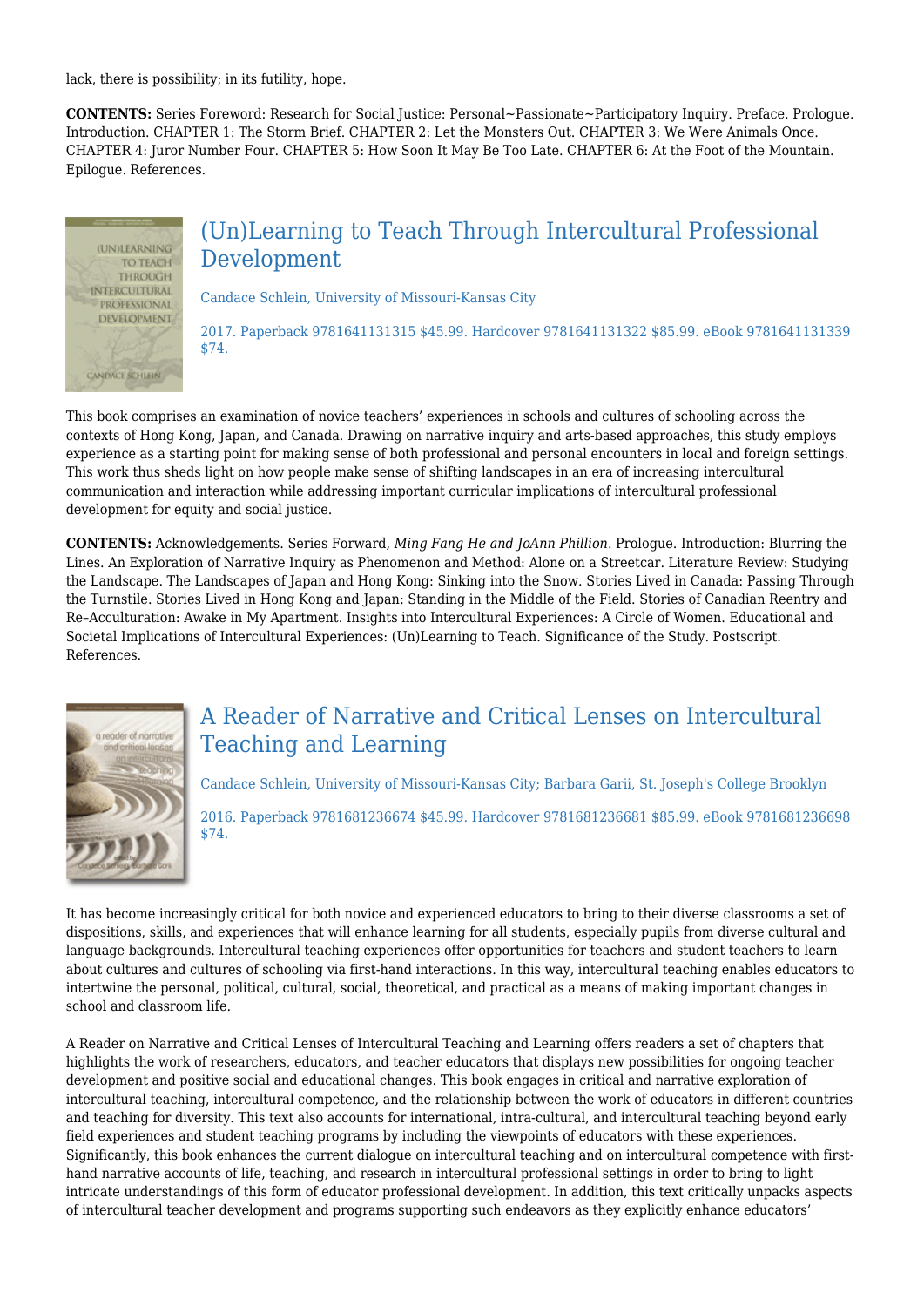lack, there is possibility; in its futility, hope.

**CONTENTS:** Series Foreword: Research for Social Justice: Personal~Passionate~Participatory Inquiry. Preface. Prologue. Introduction. CHAPTER 1: The Storm Brief. CHAPTER 2: Let the Monsters Out. CHAPTER 3: We Were Animals Once. CHAPTER 4: Juror Number Four. CHAPTER 5: How Soon It May Be Too Late. CHAPTER 6: At the Foot of the Mountain. Epilogue. References.

## (Un)Learning to Teach Through Intercultural Professional Development

Candace Schlein, University of Missouri-Kansas City

2017. Paperback 9781641131315 $45.99. Hardcover 9781641131322 $85.99. eBook 9781641131339 $74.

This book comprises an examination of novice teachers' experiences in schools and cultures of schooling across the contexts of Hong Kong, Japan, and Canada. Drawing on narrative inquiry and arts-based approaches, this study employs experience as a starting point for making sense of both professional and personal encounters in local and foreign settings. This work thus sheds light on how people make sense of shifting landscapes in an era of increasing intercultural communication and interaction while addressing important curricular implications of intercultural professional development for equity and social justice.

**CONTENTS:** Acknowledgements. Series Forward, *Ming Fang He and JoAnn Phillion.* Prologue. Introduction: Blurring the Lines. An Exploration of Narrative Inquiry as Phenomenon and Method: Alone on a Streetcar. Literature Review: Studying the Landscape. The Landscapes of Japan and Hong Kong: Sinking into the Snow. Stories Lived in Canada: Passing Through the Turnstile. Stories Lived in Hong Kong and Japan: Standing in the Middle of the Field. Stories of Canadian Reentry and Re–Acculturation: Awake in My Apartment. Insights into Intercultural Experiences: A Circle of Women. Educational and Societal Implications of Intercultural Experiences: (Un)Learning to Teach. Significance of the Study. Postscript. References.

## A Reader of Narrative and Critical Lenses on Intercultural Teaching and Learning

Candace Schlein, University of Missouri-Kansas City; Barbara Garii, St. Joseph's College Brooklyn

2016. Paperback 9781681236674 $45.99. Hardcover 9781681236681 $85.99. eBook 9781681236698 $74.

It has become increasingly critical for both novice and experienced educators to bring to their diverse classrooms a set of dispositions, skills, and experiences that will enhance learning for all students, especially pupils from diverse cultural and language backgrounds. Intercultural teaching experiences offer opportunities for teachers and student teachers to learn about cultures and cultures of schooling via first-hand interactions. In this way, intercultural teaching enables educators to intertwine the personal, political, cultural, social, theoretical, and practical as a means of making important changes in school and classroom life.

A Reader on Narrative and Critical Lenses of Intercultural Teaching and Learning offers readers a set of chapters that highlights the work of researchers, educators, and teacher educators that displays new possibilities for ongoing teacher development and positive social and educational changes. This book engages in critical and narrative exploration of intercultural teaching, intercultural competence, and the relationship between the work of educators in different countries and teaching for diversity. This text also accounts for international, intra-cultural, and intercultural teaching beyond early field experiences and student teaching programs by including the viewpoints of educators with these experiences. Significantly, this book enhances the current dialogue on intercultural teaching and on intercultural competence with first-hand narrative accounts of life, teaching, and research in intercultural professional settings in order to bring to light intricate understandings of this form of educator professional development. In addition, this text critically unpacks aspects of intercultural teacher development and programs supporting such endeavors as they explicitly enhance educators'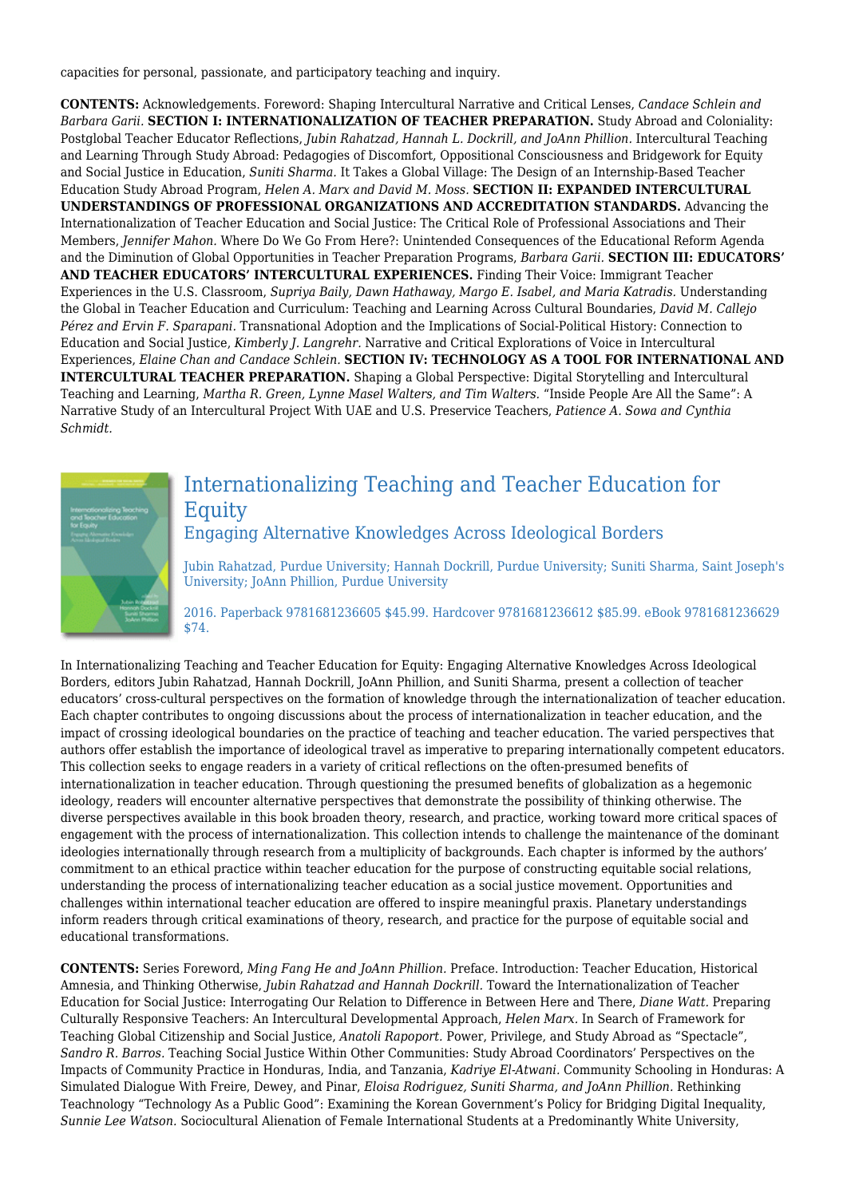capacities for personal, passionate, and participatory teaching and inquiry.

**CONTENTS:** Acknowledgements. Foreword: Shaping Intercultural Narrative and Critical Lenses, *Candace Schlein and Barbara Garii.* **SECTION I: INTERNATIONALIZATION OF TEACHER PREPARATION.** Study Abroad and Coloniality: Postglobal Teacher Educator Reflections, *Jubin Rahatzad, Hannah L. Dockrill, and JoAnn Phillion.* Intercultural Teaching and Learning Through Study Abroad: Pedagogies of Discomfort, Oppositional Consciousness and Bridgework for Equity and Social Justice in Education, *Suniti Sharma.* It Takes a Global Village: The Design of an Internship-Based Teacher Education Study Abroad Program, *Helen A. Marx and David M. Moss.* **SECTION II: EXPANDED INTERCULTURAL UNDERSTANDINGS OF PROFESSIONAL ORGANIZATIONS AND ACCREDITATION STANDARDS.** Advancing the Internationalization of Teacher Education and Social Justice: The Critical Role of Professional Associations and Their Members, *Jennifer Mahon.* Where Do We Go From Here?: Unintended Consequences of the Educational Reform Agenda and the Diminution of Global Opportunities in Teacher Preparation Programs, *Barbara Garii.* **SECTION III: EDUCATORS' AND TEACHER EDUCATORS' INTERCULTURAL EXPERIENCES.** Finding Their Voice: Immigrant Teacher Experiences in the U.S. Classroom, *Supriya Baily, Dawn Hathaway, Margo E. Isabel, and Maria Katradis.* Understanding the Global in Teacher Education and Curriculum: Teaching and Learning Across Cultural Boundaries, *David M. Callejo Pérez and Ervin F. Sparapani.* Transnational Adoption and the Implications of Social-Political History: Connection to Education and Social Justice, *Kimberly J. Langrehr.* Narrative and Critical Explorations of Voice in Intercultural Experiences, *Elaine Chan and Candace Schlein.* **SECTION IV: TECHNOLOGY AS A TOOL FOR INTERNATIONAL AND INTERCULTURAL TEACHER PREPARATION.** Shaping a Global Perspective: Digital Storytelling and Intercultural Teaching and Learning, *Martha R. Green, Lynne Masel Walters, and Tim Walters.* "Inside People Are All the Same": A Narrative Study of an Intercultural Project With UAE and U.S. Preservice Teachers, *Patience A. Sowa and Cynthia Schmidt.*

## Internationalizing Teaching and Teacher Education for Equity

### Engaging Alternative Knowledges Across Ideological Borders

Jubin Rahatzad, Purdue University; Hannah Dockrill, Purdue University; Suniti Sharma, Saint Joseph's University; JoAnn Phillion, Purdue University

2016. Paperback 9781681236605 $45.99. Hardcover 9781681236612 $85.99. eBook 9781681236629 $74.

In Internationalizing Teaching and Teacher Education for Equity: Engaging Alternative Knowledges Across Ideological Borders, editors Jubin Rahatzad, Hannah Dockrill, JoAnn Phillion, and Suniti Sharma, present a collection of teacher educators' cross-cultural perspectives on the formation of knowledge through the internationalization of teacher education. Each chapter contributes to ongoing discussions about the process of internationalization in teacher education, and the impact of crossing ideological boundaries on the practice of teaching and teacher education. The varied perspectives that authors offer establish the importance of ideological travel as imperative to preparing internationally competent educators. This collection seeks to engage readers in a variety of critical reflections on the often-presumed benefits of internationalization in teacher education. Through questioning the presumed benefits of globalization as a hegemonic ideology, readers will encounter alternative perspectives that demonstrate the possibility of thinking otherwise. The diverse perspectives available in this book broaden theory, research, and practice, working toward more critical spaces of engagement with the process of internationalization. This collection intends to challenge the maintenance of the dominant ideologies internationally through research from a multiplicity of backgrounds. Each chapter is informed by the authors' commitment to an ethical practice within teacher education for the purpose of constructing equitable social relations, understanding the process of internationalizing teacher education as a social justice movement. Opportunities and challenges within international teacher education are offered to inspire meaningful praxis. Planetary understandings inform readers through critical examinations of theory, research, and practice for the purpose of equitable social and educational transformations.

**CONTENTS:** Series Foreword, *Ming Fang He and JoAnn Phillion.* Preface. Introduction: Teacher Education, Historical Amnesia, and Thinking Otherwise, *Jubin Rahatzad and Hannah Dockrill.* Toward the Internationalization of Teacher Education for Social Justice: Interrogating Our Relation to Difference in Between Here and There, *Diane Watt.* Preparing Culturally Responsive Teachers: An Intercultural Developmental Approach, *Helen Marx.* In Search of Framework for Teaching Global Citizenship and Social Justice, *Anatoli Rapoport.* Power, Privilege, and Study Abroad as "Spectacle", *Sandro R. Barros.* Teaching Social Justice Within Other Communities: Study Abroad Coordinators' Perspectives on the Impacts of Community Practice in Honduras, India, and Tanzania, *Kadriye El-Atwani.* Community Schooling in Honduras: A Simulated Dialogue With Freire, Dewey, and Pinar, *Eloisa Rodriguez, Suniti Sharma, and JoAnn Phillion.* Rethinking Teachnology "Technology As a Public Good": Examining the Korean Government's Policy for Bridging Digital Inequality, *Sunnie Lee Watson.* Sociocultural Alienation of Female International Students at a Predominantly White University,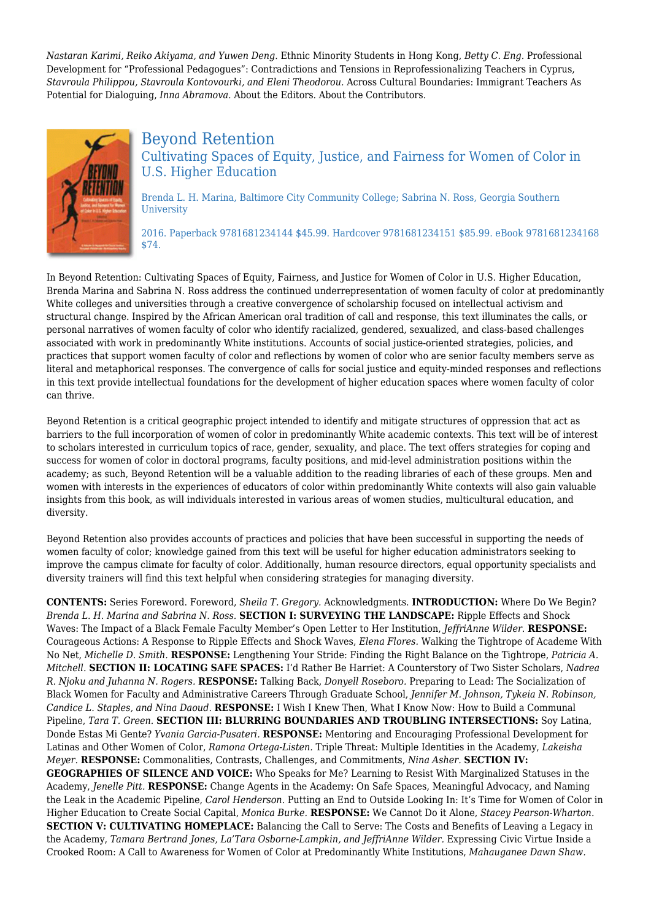*Nastaran Karimi, Reiko Akiyama, and Yuwen Deng.* Ethnic Minority Students in Hong Kong, *Betty C. Eng.* Professional Development for "Professional Pedagogues": Contradictions and Tensions in Reprofessionalizing Teachers in Cyprus, *Stavroula Philippou, Stavroula Kontovourki, and Eleni Theodorou.* Across Cultural Boundaries: Immigrant Teachers As Potential for Dialoguing, *Inna Abramova.* About the Editors. About the Contributors.

## Beyond Retention

### Cultivating Spaces of Equity, Justice, and Fairness for Women of Color in U.S. Higher Education

Brenda L. H. Marina, Baltimore City Community College; Sabrina N. Ross, Georgia Southern University

2016. Paperback 9781681234144 $45.99. Hardcover 9781681234151 $85.99. eBook 9781681234168 $74.

In Beyond Retention: Cultivating Spaces of Equity, Fairness, and Justice for Women of Color in U.S. Higher Education, Brenda Marina and Sabrina N. Ross address the continued underrepresentation of women faculty of color at predominantly White colleges and universities through a creative convergence of scholarship focused on intellectual activism and structural change. Inspired by the African American oral tradition of call and response, this text illuminates the calls, or personal narratives of women faculty of color who identify racialized, gendered, sexualized, and class-based challenges associated with work in predominantly White institutions. Accounts of social justice-oriented strategies, policies, and practices that support women faculty of color and reflections by women of color who are senior faculty members serve as literal and metaphorical responses. The convergence of calls for social justice and equity-minded responses and reflections in this text provide intellectual foundations for the development of higher education spaces where women faculty of color can thrive.

Beyond Retention is a critical geographic project intended to identify and mitigate structures of oppression that act as barriers to the full incorporation of women of color in predominantly White academic contexts. This text will be of interest to scholars interested in curriculum topics of race, gender, sexuality, and place. The text offers strategies for coping and success for women of color in doctoral programs, faculty positions, and mid-level administration positions within the academy; as such, Beyond Retention will be a valuable addition to the reading libraries of each of these groups. Men and women with interests in the experiences of educators of color within predominantly White contexts will also gain valuable insights from this book, as will individuals interested in various areas of women studies, multicultural education, and diversity.

Beyond Retention also provides accounts of practices and policies that have been successful in supporting the needs of women faculty of color; knowledge gained from this text will be useful for higher education administrators seeking to improve the campus climate for faculty of color. Additionally, human resource directors, equal opportunity specialists and diversity trainers will find this text helpful when considering strategies for managing diversity.

**CONTENTS:** Series Foreword. Foreword, *Sheila T. Gregory.* Acknowledgments. **INTRODUCTION:** Where Do We Begin? *Brenda L. H. Marina and Sabrina N. Ross.* **SECTION I: SURVEYING THE LANDSCAPE:** Ripple Effects and Shock Waves: The Impact of a Black Female Faculty Member's Open Letter to Her Institution, *JeffriAnne Wilder.* **RESPONSE:** Courageous Actions: A Response to Ripple Effects and Shock Waves, *Elena Flores.* Walking the Tightrope of Academe With No Net, *Michelle D. Smith.* **RESPONSE:** Lengthening Your Stride: Finding the Right Balance on the Tightrope, *Patricia A. Mitchell.* **SECTION II: LOCATING SAFE SPACES:** I'd Rather Be Harriet: A Counterstory of Two Sister Scholars, *Nadrea R. Njoku and Juhanna N. Rogers.* **RESPONSE:** Talking Back, *Donyell Roseboro.* Preparing to Lead: The Socialization of Black Women for Faculty and Administrative Careers Through Graduate School, *Jennifer M. Johnson, Tykeia N. Robinson, Candice L. Staples, and Nina Daoud.* **RESPONSE:** I Wish I Knew Then, What I Know Now: How to Build a Communal Pipeline, *Tara T. Green.* **SECTION III: BLURRING BOUNDARIES AND TROUBLING INTERSECTIONS:** Soy Latina, Donde Estas Mi Gente? *Yvania Garcia-Pusateri.* **RESPONSE:** Mentoring and Encouraging Professional Development for Latinas and Other Women of Color, *Ramona Ortega-Listen.* Triple Threat: Multiple Identities in the Academy, *Lakeisha Meyer.* **RESPONSE:** Commonalities, Contrasts, Challenges, and Commitments, *Nina Asher.* **SECTION IV: GEOGRAPHIES OF SILENCE AND VOICE:** Who Speaks for Me? Learning to Resist With Marginalized Statuses in the Academy, *Jenelle Pitt.* **RESPONSE:** Change Agents in the Academy: On Safe Spaces, Meaningful Advocacy, and Naming the Leak in the Academic Pipeline, *Carol Henderson.* Putting an End to Outside Looking In: It's Time for Women of Color in Higher Education to Create Social Capital, *Monica Burke.* **RESPONSE:** We Cannot Do it Alone, *Stacey Pearson-Wharton.* **SECTION V: CULTIVATING HOMEPLACE:** Balancing the Call to Serve: The Costs and Benefits of Leaving a Legacy in the Academy, *Tamara Bertrand Jones, La'Tara Osborne-Lampkin, and JeffriAnne Wilder.* Expressing Civic Virtue Inside a Crooked Room: A Call to Awareness for Women of Color at Predominantly White Institutions, *Mahauganee Dawn Shaw.*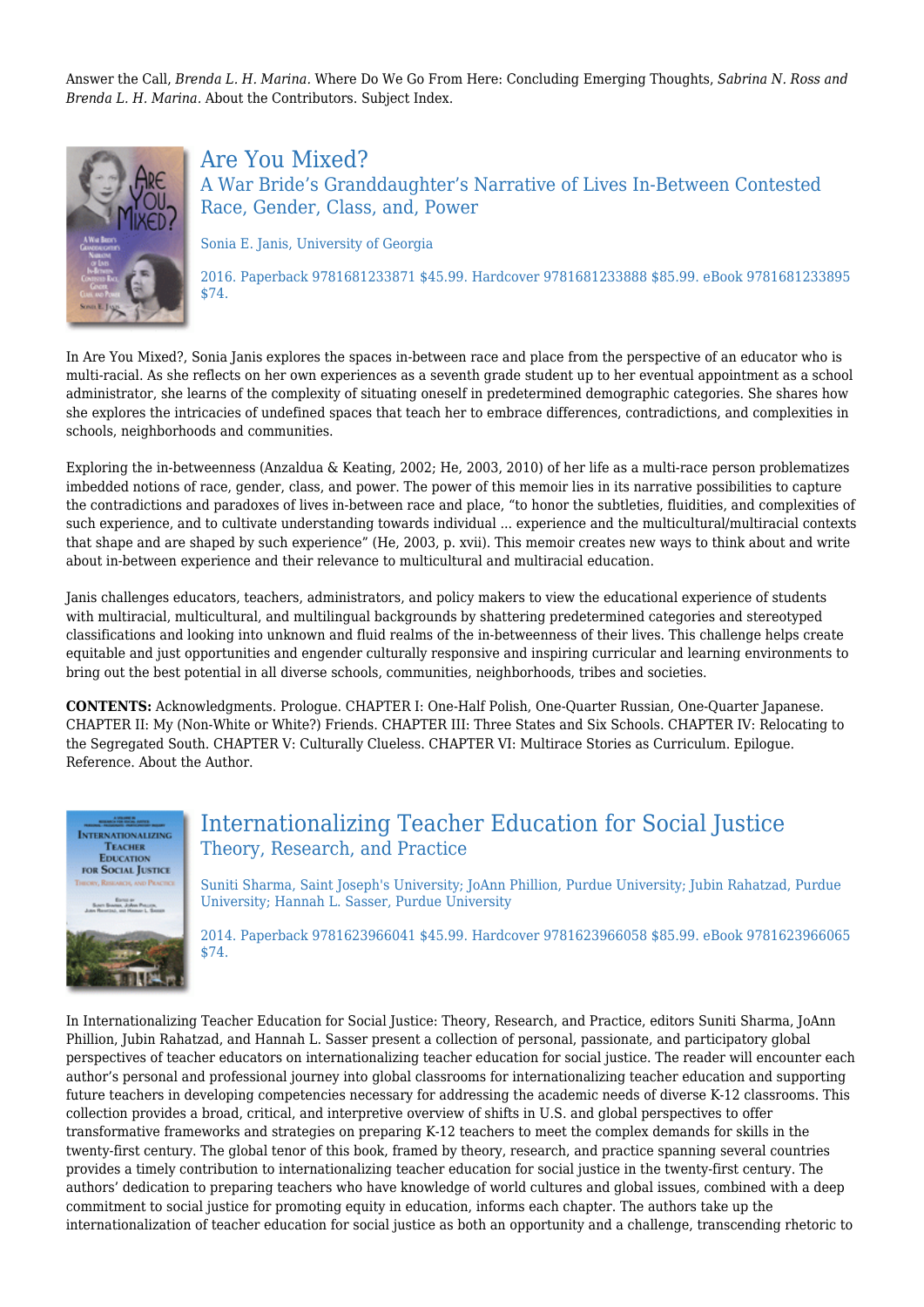Answer the Call, *Brenda L. H. Marina*. Where Do We Go From Here: Concluding Emerging Thoughts, *Sabrina N. Ross and Brenda L. H. Marina*. About the Contributors. Subject Index.

## Are You Mixed?

### A War Bride's Granddaughter's Narrative of Lives In-Between Contested Race, Gender, Class, and, Power

Sonia E. Janis, University of Georgia

2016. Paperback 9781681233871 $45.99. Hardcover 9781681233888 $85.99. eBook 9781681233895 $74.

In Are You Mixed?, Sonia Janis explores the spaces in-between race and place from the perspective of an educator who is multi-racial. As she reflects on her own experiences as a seventh grade student up to her eventual appointment as a school administrator, she learns of the complexity of situating oneself in predetermined demographic categories. She shares how she explores the intricacies of undefined spaces that teach her to embrace differences, contradictions, and complexities in schools, neighborhoods and communities.

Exploring the in-betweenness (Anzaldua & Keating, 2002; He, 2003, 2010) of her life as a multi-race person problematizes imbedded notions of race, gender, class, and power. The power of this memoir lies in its narrative possibilities to capture the contradictions and paradoxes of lives in-between race and place, "to honor the subtleties, fluidities, and complexities of such experience, and to cultivate understanding towards individual ... experience and the multicultural/multiracial contexts that shape and are shaped by such experience" (He, 2003, p. xvii). This memoir creates new ways to think about and write about in-between experience and their relevance to multicultural and multiracial education.

Janis challenges educators, teachers, administrators, and policy makers to view the educational experience of students with multiracial, multicultural, and multilingual backgrounds by shattering predetermined categories and stereotyped classifications and looking into unknown and fluid realms of the in-betweenness of their lives. This challenge helps create equitable and just opportunities and engender culturally responsive and inspiring curricular and learning environments to bring out the best potential in all diverse schools, communities, neighborhoods, tribes and societies.

**CONTENTS:** Acknowledgments. Prologue. CHAPTER I: One-Half Polish, One-Quarter Russian, One-Quarter Japanese. CHAPTER II: My (Non-White or White?) Friends. CHAPTER III: Three States and Six Schools. CHAPTER IV: Relocating to the Segregated South. CHAPTER V: Culturally Clueless. CHAPTER VI: Multirace Stories as Curriculum. Epilogue. Reference. About the Author.

## Internationalizing Teacher Education for Social Justice

### Theory, Research, and Practice

Suniti Sharma, Saint Joseph's University; JoAnn Phillion, Purdue University; Jubin Rahatzad, Purdue University; Hannah L. Sasser, Purdue University

2014. Paperback 9781623966041 $45.99. Hardcover 9781623966058 $85.99. eBook 9781623966065 $74.

In Internationalizing Teacher Education for Social Justice: Theory, Research, and Practice, editors Suniti Sharma, JoAnn Phillion, Jubin Rahatzad, and Hannah L. Sasser present a collection of personal, passionate, and participatory global perspectives of teacher educators on internationalizing teacher education for social justice. The reader will encounter each author's personal and professional journey into global classrooms for internationalizing teacher education and supporting future teachers in developing competencies necessary for addressing the academic needs of diverse K-12 classrooms. This collection provides a broad, critical, and interpretive overview of shifts in U.S. and global perspectives to offer transformative frameworks and strategies on preparing K-12 teachers to meet the complex demands for skills in the twenty-first century. The global tenor of this book, framed by theory, research, and practice spanning several countries provides a timely contribution to internationalizing teacher education for social justice in the twenty-first century. The authors' dedication to preparing teachers who have knowledge of world cultures and global issues, combined with a deep commitment to social justice for promoting equity in education, informs each chapter. The authors take up the internationalization of teacher education for social justice as both an opportunity and a challenge, transcending rhetoric to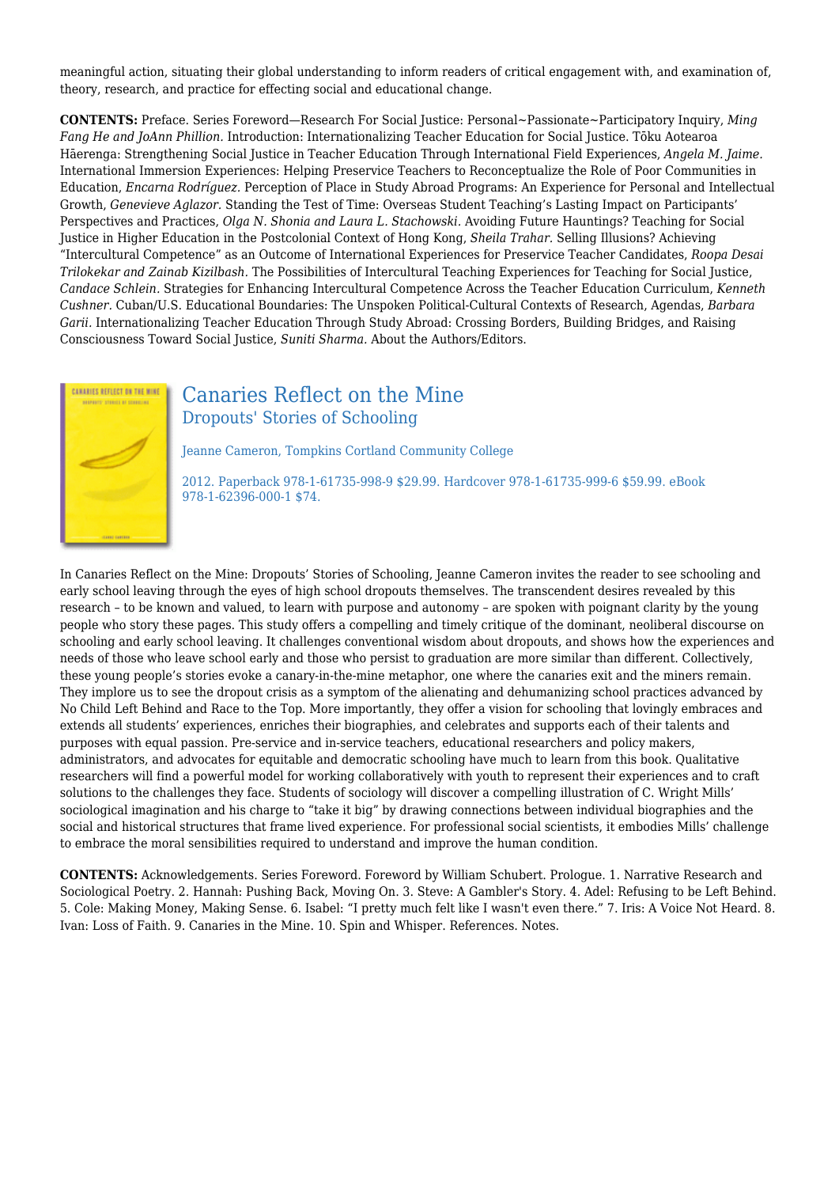meaningful action, situating their global understanding to inform readers of critical engagement with, and examination of, theory, research, and practice for effecting social and educational change.

**CONTENTS:** Preface. Series Foreword—Research For Social Justice: Personal~Passionate~Participatory Inquiry, *Ming Fang He and JoAnn Phillion.* Introduction: Internationalizing Teacher Education for Social Justice. Tōku Aotearoa Hāerenga: Strengthening Social Justice in Teacher Education Through International Field Experiences, *Angela M. Jaime.* International Immersion Experiences: Helping Preservice Teachers to Reconceptualize the Role of Poor Communities in Education, *Encarna Rodríguez.* Perception of Place in Study Abroad Programs: An Experience for Personal and Intellectual Growth, *Genevieve Aglazor.* Standing the Test of Time: Overseas Student Teaching's Lasting Impact on Participants' Perspectives and Practices, *Olga N. Shonia and Laura L. Stachowski.* Avoiding Future Hauntings? Teaching for Social Justice in Higher Education in the Postcolonial Context of Hong Kong, *Sheila Trahar.* Selling Illusions? Achieving "Intercultural Competence" as an Outcome of International Experiences for Preservice Teacher Candidates, *Roopa Desai Trilokekar and Zainab Kizilbash.* The Possibilities of Intercultural Teaching Experiences for Teaching for Social Justice, *Candace Schlein.* Strategies for Enhancing Intercultural Competence Across the Teacher Education Curriculum, *Kenneth Cushner.* Cuban/U.S. Educational Boundaries: The Unspoken Political-Cultural Contexts of Research, Agendas, *Barbara Garii.* Internationalizing Teacher Education Through Study Abroad: Crossing Borders, Building Bridges, and Raising Consciousness Toward Social Justice, *Suniti Sharma.* About the Authors/Editors.

## Canaries Reflect on the Mine
### Dropouts' Stories of Schooling

Jeanne Cameron, Tompkins Cortland Community College

2012. Paperback 978-1-61735-998-9 $29.99. Hardcover 978-1-61735-999-6 $59.99. eBook 978-1-62396-000-1 $74.

In Canaries Reflect on the Mine: Dropouts' Stories of Schooling, Jeanne Cameron invites the reader to see schooling and early school leaving through the eyes of high school dropouts themselves. The transcendent desires revealed by this research – to be known and valued, to learn with purpose and autonomy – are spoken with poignant clarity by the young people who story these pages. This study offers a compelling and timely critique of the dominant, neoliberal discourse on schooling and early school leaving. It challenges conventional wisdom about dropouts, and shows how the experiences and needs of those who leave school early and those who persist to graduation are more similar than different. Collectively, these young people's stories evoke a canary-in-the-mine metaphor, one where the canaries exit and the miners remain. They implore us to see the dropout crisis as a symptom of the alienating and dehumanizing school practices advanced by No Child Left Behind and Race to the Top. More importantly, they offer a vision for schooling that lovingly embraces and extends all students' experiences, enriches their biographies, and celebrates and supports each of their talents and purposes with equal passion. Pre-service and in-service teachers, educational researchers and policy makers, administrators, and advocates for equitable and democratic schooling have much to learn from this book. Qualitative researchers will find a powerful model for working collaboratively with youth to represent their experiences and to craft solutions to the challenges they face. Students of sociology will discover a compelling illustration of C. Wright Mills' sociological imagination and his charge to "take it big" by drawing connections between individual biographies and the social and historical structures that frame lived experience. For professional social scientists, it embodies Mills' challenge to embrace the moral sensibilities required to understand and improve the human condition.

**CONTENTS:** Acknowledgements. Series Foreword. Foreword by William Schubert. Prologue. 1. Narrative Research and Sociological Poetry. 2. Hannah: Pushing Back, Moving On. 3. Steve: A Gambler's Story. 4. Adel: Refusing to be Left Behind. 5. Cole: Making Money, Making Sense. 6. Isabel: "I pretty much felt like I wasn't even there." 7. Iris: A Voice Not Heard. 8. Ivan: Loss of Faith. 9. Canaries in the Mine. 10. Spin and Whisper. References. Notes.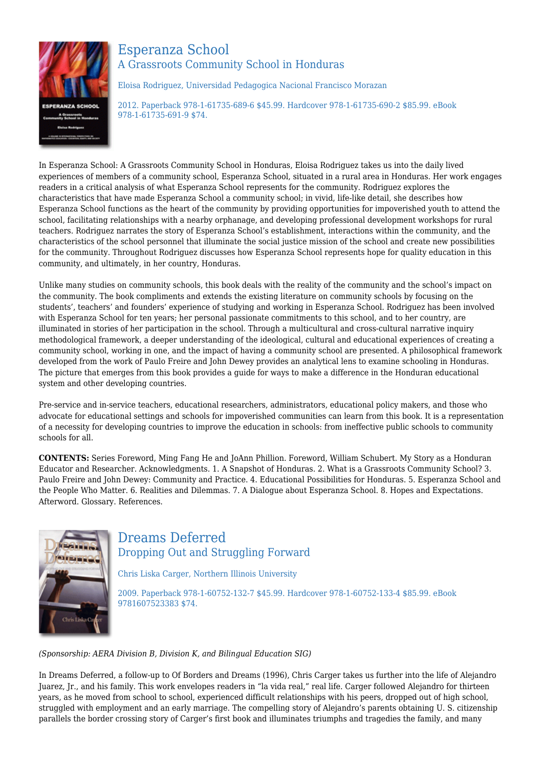## Esperanza School

### A Grassroots Community School in Honduras

Eloisa Rodriguez, Universidad Pedagogica Nacional Francisco Morazan

2012. Paperback 978-1-61735-689-6 $45.99. Hardcover 978-1-61735-690-2 $85.99. eBook 978-1-61735-691-9 $74.

In Esperanza School: A Grassroots Community School in Honduras, Eloisa Rodriguez takes us into the daily lived experiences of members of a community school, Esperanza School, situated in a rural area in Honduras. Her work engages readers in a critical analysis of what Esperanza School represents for the community. Rodriguez explores the characteristics that have made Esperanza School a community school; in vivid, life-like detail, she describes how Esperanza School functions as the heart of the community by providing opportunities for impoverished youth to attend the school, facilitating relationships with a nearby orphanage, and developing professional development workshops for rural teachers. Rodriguez narrates the story of Esperanza School's establishment, interactions within the community, and the characteristics of the school personnel that illuminate the social justice mission of the school and create new possibilities for the community. Throughout Rodriguez discusses how Esperanza School represents hope for quality education in this community, and ultimately, in her country, Honduras.

Unlike many studies on community schools, this book deals with the reality of the community and the school's impact on the community. The book compliments and extends the existing literature on community schools by focusing on the students', teachers' and founders' experience of studying and working in Esperanza School. Rodriguez has been involved with Esperanza School for ten years; her personal passionate commitments to this school, and to her country, are illuminated in stories of her participation in the school. Through a multicultural and cross-cultural narrative inquiry methodological framework, a deeper understanding of the ideological, cultural and educational experiences of creating a community school, working in one, and the impact of having a community school are presented. A philosophical framework developed from the work of Paulo Freire and John Dewey provides an analytical lens to examine schooling in Honduras. The picture that emerges from this book provides a guide for ways to make a difference in the Honduran educational system and other developing countries.

Pre-service and in-service teachers, educational researchers, administrators, educational policy makers, and those who advocate for educational settings and schools for impoverished communities can learn from this book. It is a representation of a necessity for developing countries to improve the education in schools: from ineffective public schools to community schools for all.

**CONTENTS:** Series Foreword, Ming Fang He and JoAnn Phillion. Foreword, William Schubert. My Story as a Honduran Educator and Researcher. Acknowledgments. 1. A Snapshot of Honduras. 2. What is a Grassroots Community School? 3. Paulo Freire and John Dewey: Community and Practice. 4. Educational Possibilities for Honduras. 5. Esperanza School and the People Who Matter. 6. Realities and Dilemmas. 7. A Dialogue about Esperanza School. 8. Hopes and Expectations. Afterword. Glossary. References.

## Dreams Deferred

### Dropping Out and Struggling Forward

Chris Liska Carger, Northern Illinois University

2009. Paperback 978-1-60752-132-7 $45.99. Hardcover 978-1-60752-133-4 $85.99. eBook 9781607523383 $74.

*(Sponsorship: AERA Division B, Division K, and Bilingual Education SIG)*

In Dreams Deferred, a follow-up to Of Borders and Dreams (1996), Chris Carger takes us further into the life of Alejandro Juarez, Jr., and his family. This work envelopes readers in "la vida real," real life. Carger followed Alejandro for thirteen years, as he moved from school to school, experienced difficult relationships with his peers, dropped out of high school, struggled with employment and an early marriage. The compelling story of Alejandro's parents obtaining U. S. citizenship parallels the border crossing story of Carger's first book and illuminates triumphs and tragedies the family, and many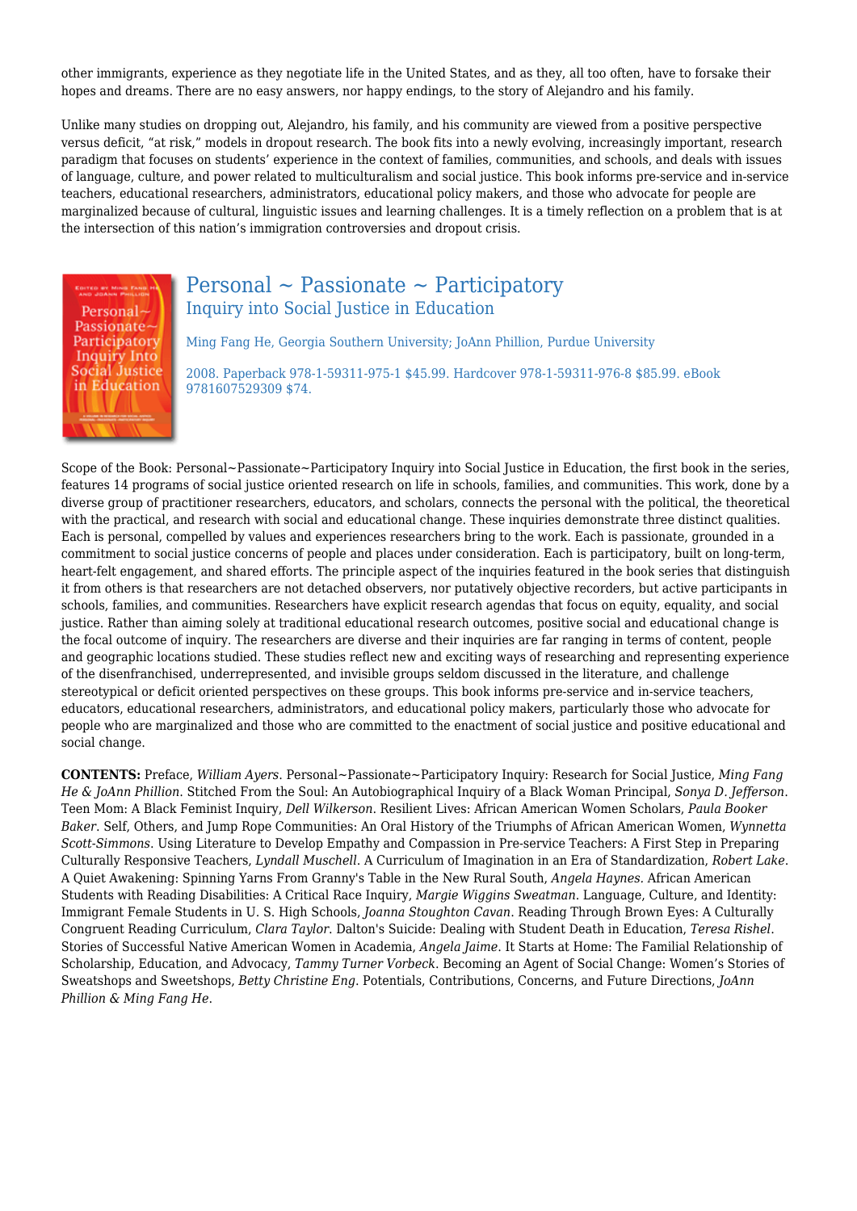other immigrants, experience as they negotiate life in the United States, and as they, all too often, have to forsake their hopes and dreams. There are no easy answers, nor happy endings, to the story of Alejandro and his family.

Unlike many studies on dropping out, Alejandro, his family, and his community are viewed from a positive perspective versus deficit, "at risk," models in dropout research. The book fits into a newly evolving, increasingly important, research paradigm that focuses on students' experience in the context of families, communities, and schools, and deals with issues of language, culture, and power related to multiculturalism and social justice. This book informs pre-service and in-service teachers, educational researchers, administrators, educational policy makers, and those who advocate for people are marginalized because of cultural, linguistic issues and learning challenges. It is a timely reflection on a problem that is at the intersection of this nation's immigration controversies and dropout crisis.

## Personal ~ Passionate ~ Participatory

### Inquiry into Social Justice in Education

Ming Fang He, Georgia Southern University; JoAnn Phillion, Purdue University

2008. Paperback 978-1-59311-975-1 $45.99. Hardcover 978-1-59311-976-8 $85.99. eBook 9781607529309 $74.

Scope of the Book: Personal~Passionate~Participatory Inquiry into Social Justice in Education, the first book in the series, features 14 programs of social justice oriented research on life in schools, families, and communities. This work, done by a diverse group of practitioner researchers, educators, and scholars, connects the personal with the political, the theoretical with the practical, and research with social and educational change. These inquiries demonstrate three distinct qualities. Each is personal, compelled by values and experiences researchers bring to the work. Each is passionate, grounded in a commitment to social justice concerns of people and places under consideration. Each is participatory, built on long-term, heart-felt engagement, and shared efforts. The principle aspect of the inquiries featured in the book series that distinguish it from others is that researchers are not detached observers, nor putatively objective recorders, but active participants in schools, families, and communities. Researchers have explicit research agendas that focus on equity, equality, and social justice. Rather than aiming solely at traditional educational research outcomes, positive social and educational change is the focal outcome of inquiry. The researchers are diverse and their inquiries are far ranging in terms of content, people and geographic locations studied. These studies reflect new and exciting ways of researching and representing experience of the disenfranchised, underrepresented, and invisible groups seldom discussed in the literature, and challenge stereotypical or deficit oriented perspectives on these groups. This book informs pre-service and in-service teachers, educators, educational researchers, administrators, and educational policy makers, particularly those who advocate for people who are marginalized and those who are committed to the enactment of social justice and positive educational and social change.

**CONTENTS:** Preface, *William Ayers*. Personal~Passionate~Participatory Inquiry: Research for Social Justice, *Ming Fang He & JoAnn Phillion*. Stitched From the Soul: An Autobiographical Inquiry of a Black Woman Principal, *Sonya D. Jefferson*. Teen Mom: A Black Feminist Inquiry, *Dell Wilkerson*. Resilient Lives: African American Women Scholars, *Paula Booker Baker*. Self, Others, and Jump Rope Communities: An Oral History of the Triumphs of African American Women, *Wynnetta Scott-Simmons*. Using Literature to Develop Empathy and Compassion in Pre-service Teachers: A First Step in Preparing Culturally Responsive Teachers, *Lyndall Muschell*. A Curriculum of Imagination in an Era of Standardization, *Robert Lake*. A Quiet Awakening: Spinning Yarns From Granny's Table in the New Rural South, *Angela Haynes*. African American Students with Reading Disabilities: A Critical Race Inquiry, *Margie Wiggins Sweatman*. Language, Culture, and Identity: Immigrant Female Students in U. S. High Schools, *Joanna Stoughton Cavan*. Reading Through Brown Eyes: A Culturally Congruent Reading Curriculum, *Clara Taylor*. Dalton's Suicide: Dealing with Student Death in Education, *Teresa Rishel*. Stories of Successful Native American Women in Academia, *Angela Jaime*. It Starts at Home: The Familial Relationship of Scholarship, Education, and Advocacy, *Tammy Turner Vorbeck*. Becoming an Agent of Social Change: Women's Stories of Sweatshops and Sweetshops, *Betty Christine Eng*. Potentials, Contributions, Concerns, and Future Directions, *JoAnn Phillion & Ming Fang He*.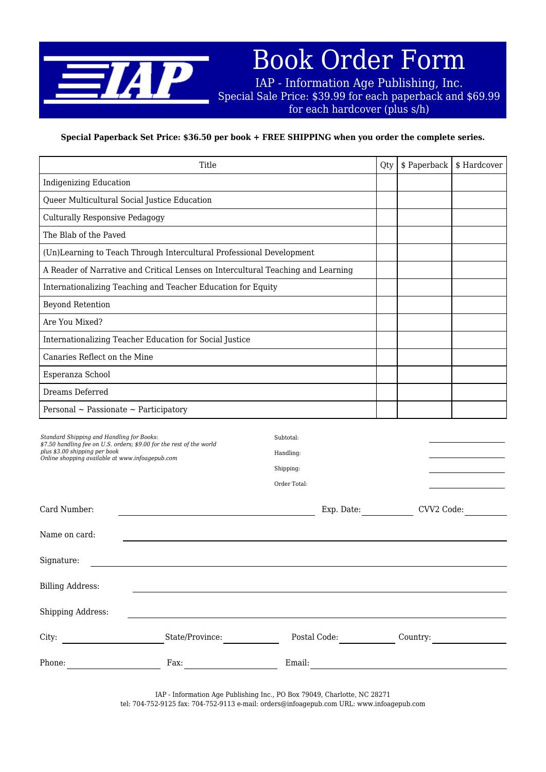# Book Order Form

IAP - Information Age Publishing, Inc.
Special Sale Price: $39.99 for each paperback and $69.99 for each hardcover (plus s/h)

**Special Paperback Set Price: $36.50 per book + FREE SHIPPING when you order the complete series.**

| Title | Qty | $ Paperback | $ Hardcover |
|---|---|---|---|
| Indigenizing Education | | | |
| Queer Multicultural Social Justice Education | | | |
| Culturally Responsive Pedagogy | | | |
| The Blab of the Paved | | | |
| (Un)Learning to Teach Through Intercultural Professional Development | | | |
| A Reader of Narrative and Critical Lenses on Intercultural Teaching and Learning | | | |
| Internationalizing Teaching and Teacher Education for Equity | | | |
| Beyond Retention | | | |
| Are You Mixed? | | | |
| Internationalizing Teacher Education for Social Justice | | | |
| Canaries Reflect on the Mine | | | |
| Esperanza School | | | |
| Dreams Deferred | | | |
| Personal ~ Passionate ~ Participatory | | | |

*Standard Shipping and Handling for Books:*
*$7.50 handling fee on U.S. orders; $9.00 for the rest of the world*
*plus $3.00 shipping per book*
*Online shopping available at www.infoagepub.com*

Subtotal: ______________

Handling: ______________

Shipping: ______________

Order Total: ______________

Card Number: ______________________________ Exp. Date: __________ CVV2 Code: __________

Name on card: ______________________________

Signature: ______________________________

Billing Address: ______________________________

Shipping Address: ______________________________

City: ______________ State/Province: __________ Postal Code: __________ Country: ______________

Phone: ______________ Fax: ______________ Email: ______________________________

IAP - Information Age Publishing Inc., PO Box 79049, Charlotte, NC 28271
tel: 704-752-9125 fax: 704-752-9113 e-mail: orders@infoagepub.com URL: www.infoagepub.com